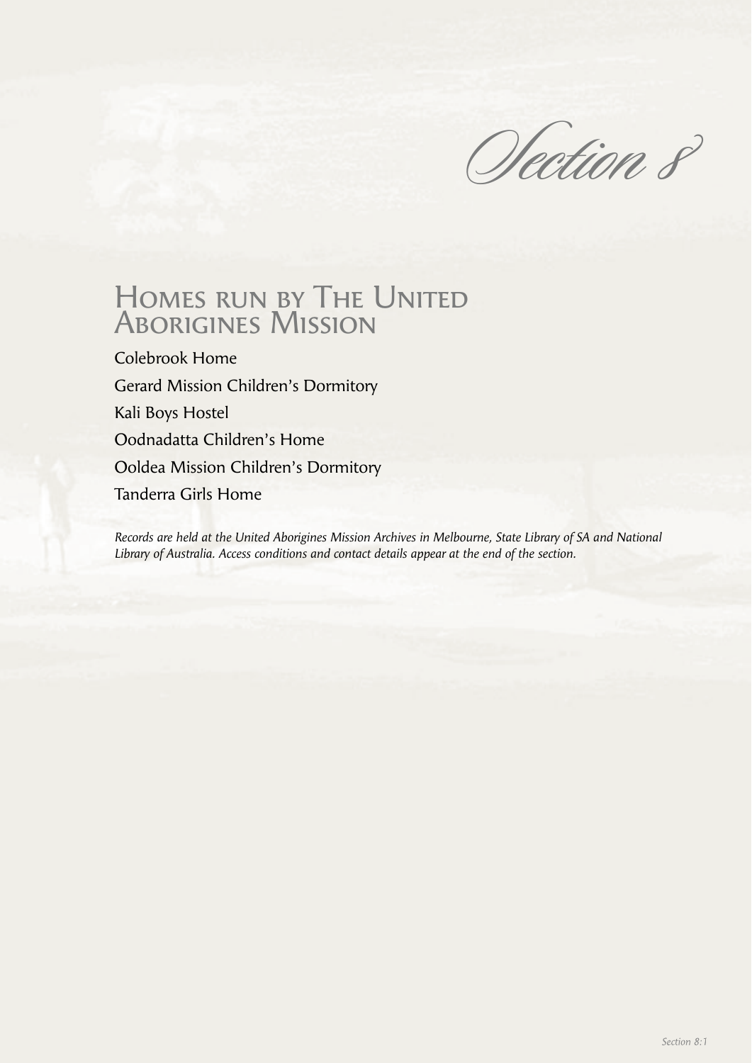# Section 8

## Homes run by The United Aborigines Mission

Colebrook Home

Gerard Mission Children's Dormitory

Kali Boys Hostel

Oodnadatta Children's Home

Ooldea Mission Children's Dormitory

Tanderra Girls Home

*Records are held at the United Aborigines Mission Archives in Melbourne, State Library of SA and National Library of Australia. Access conditions and contact details appear at the end of the section.*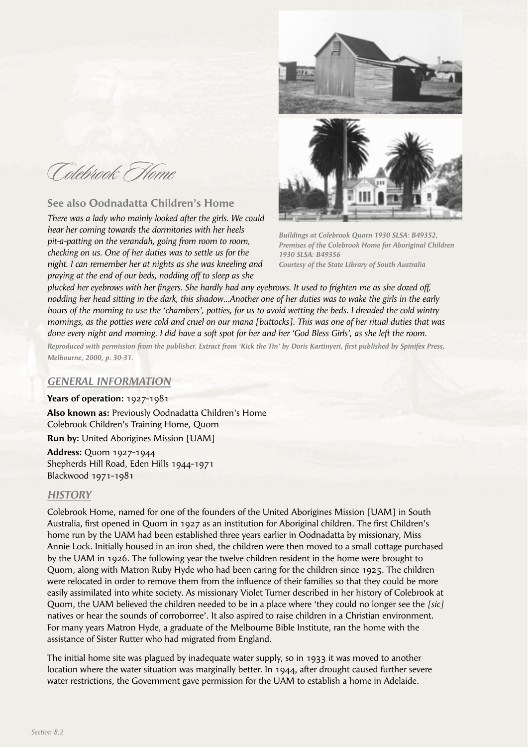# Colebrook Home

## See also Oodnadatta Children's Home

*There was a lady who mainly looked after the girls. We could hear her coming towards the dormitories with her heels pit-a-patting on the verandah, going from room to room, checking on us. One of her duties was to settle us for the night. I can remember her at nights as she was kneeling and praying at the end of our beds, nodding off to sleep as she plucked her eyebrows with her fingers. She hardly had any eyebrows. It used to frighten me as she dozed off, nodding her head sitting in the dark, this shadow...Another one of her duties was to wake the girls in the early hours of the morning to use the 'chambers', potties, for us to avoid wetting the beds. I dreaded the cold wintry mornings, as the potties were cold and cruel on our mana [buttocks]. This was one of her ritual duties that was done every night and morning. I did have a soft spot for her and her 'God Bless Girls', as she left the room.*

***Reproduced with permission from the publisher. Extract from 'Kick the Tin' by Doris Kartinyeri, first published by Spinifex Press, Melbourne, 2000, p. 30-31.***

***Buildings at Colebrook Quorn 1930 SLSA: B49352, Premises of the Colebrook Home for Aboriginal Children 1930 SLSA: B49356***
***Courtesy of the State Library of South Australia***

### GENERAL INFORMATION

**Years of operation:** 1927-1981

**Also known as:** Previously Oodnadatta Children's Home
Colebrook Children's Training Home, Quorn

**Run by:** United Aborigines Mission [UAM]

**Address:** Quorn 1927-1944
Shepherds Hill Road, Eden Hills 1944-1971
Blackwood 1971-1981

### HISTORY

Colebrook Home, named for one of the founders of the United Aborigines Mission [UAM] in South Australia, first opened in Quorn in 1927 as an institution for Aboriginal children. The first Children's home run by the UAM had been established three years earlier in Oodnadatta by missionary, Miss Annie Lock. Initially housed in an iron shed, the children were then moved to a small cottage purchased by the UAM in 1926. The following year the twelve children resident in the home were brought to Quorn, along with Matron Ruby Hyde who had been caring for the children since 1925. The children were relocated in order to remove them from the influence of their families so that they could be more easily assimilated into white society. As missionary Violet Turner described in her history of Colebrook at Quorn, the UAM believed the children needed to be in a place where 'they could no longer see the *[sic]* natives or hear the sounds of corroborree'. It also aspired to raise children in a Christian environment. For many years Matron Hyde, a graduate of the Melbourne Bible Institute, ran the home with the assistance of Sister Rutter who had migrated from England.

The initial home site was plagued by inadequate water supply, so in 1933 it was moved to another location where the water situation was marginally better. In 1944, after drought caused further severe water restrictions, the Government gave permission for the UAM to establish a home in Adelaide.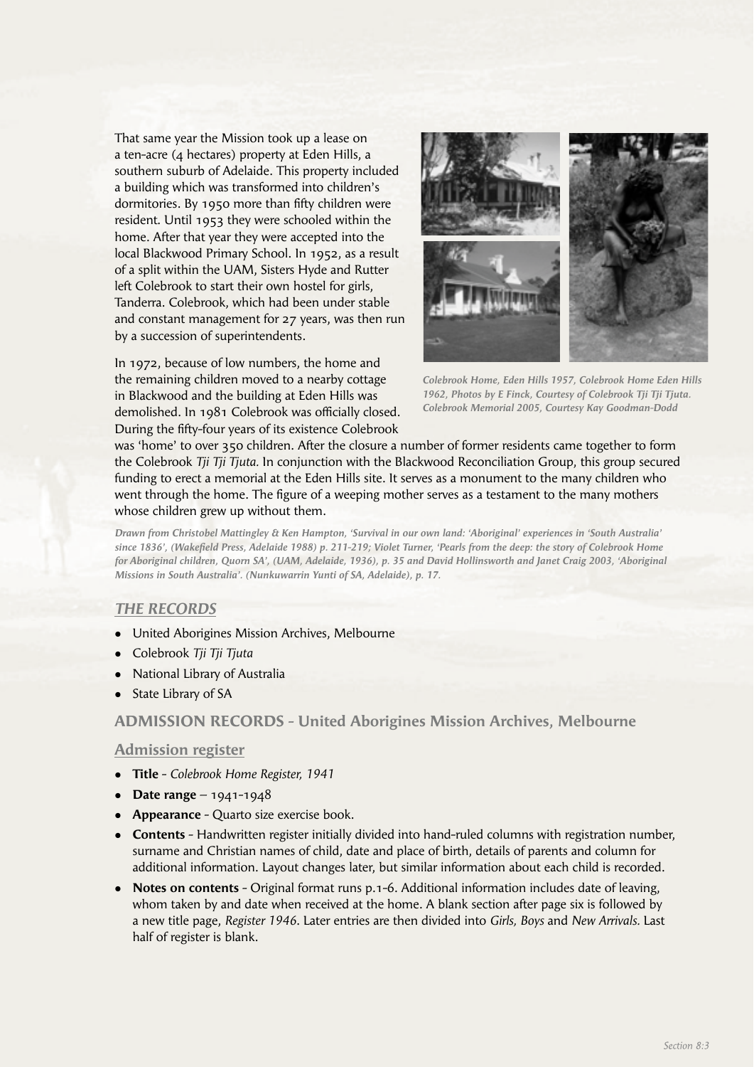That same year the Mission took up a lease on a ten-acre (4 hectares) property at Eden Hills, a southern suburb of Adelaide. This property included a building which was transformed into children's dormitories. By 1950 more than fifty children were resident. Until 1953 they were schooled within the home. After that year they were accepted into the local Blackwood Primary School. In 1952, as a result of a split within the UAM, Sisters Hyde and Rutter left Colebrook to start their own hostel for girls, Tanderra. Colebrook, which had been under stable and constant management for 27 years, was then run by a succession of superintendents.

In 1972, because of low numbers, the home and the remaining children moved to a nearby cottage in Blackwood and the building at Eden Hills was demolished. In 1981 Colebrook was officially closed. During the fifty-four years of its existence Colebrook was 'home' to over 350 children. After the closure a number of former residents came together to form the Colebrook *Tji Tji Tjuta*. In conjunction with the Blackwood Reconciliation Group, this group secured funding to erect a memorial at the Eden Hills site. It serves as a monument to the many children who went through the home. The figure of a weeping mother serves as a testament to the many mothers whose children grew up without them.

*Colebrook Home, Eden Hills 1957, Colebrook Home Eden Hills 1962, Photos by E Finck, Courtesy of Colebrook Tji Tji Tjuta. Colebrook Memorial 2005, Courtesy Kay Goodman-Dodd*

*Drawn from Christobel Mattingley & Ken Hampton, 'Survival in our own land: 'Aboriginal' experiences in 'South Australia' since 1836', (Wakefield Press, Adelaide 1988) p. 211-219; Violet Turner, 'Pearls from the deep: the story of Colebrook Home for Aboriginal children, Quorn SA', (UAM, Adelaide, 1936), p. 35 and David Hollinsworth and Janet Craig 2003, 'Aboriginal Missions in South Australia'. (Nunkuwarrin Yunti of SA, Adelaide), p. 17.*

## THE RECORDS

- United Aborigines Mission Archives, Melbourne
- Colebrook *Tji Tji Tjuta*
- National Library of Australia
- State Library of SA

## ADMISSION RECORDS - United Aborigines Mission Archives, Melbourne

### Admission register

- **Title** - *Colebrook Home Register, 1941*
- **Date range** – 1941-1948
- **Appearance** - Quarto size exercise book.
- **Contents** - Handwritten register initially divided into hand-ruled columns with registration number, surname and Christian names of child, date and place of birth, details of parents and column for additional information. Layout changes later, but similar information about each child is recorded.
- **Notes on contents** - Original format runs p.1-6. Additional information includes date of leaving, whom taken by and date when received at the home. A blank section after page six is followed by a new title page, *Register 1946*. Later entries are then divided into *Girls, Boys* and *New Arrivals.* Last half of register is blank.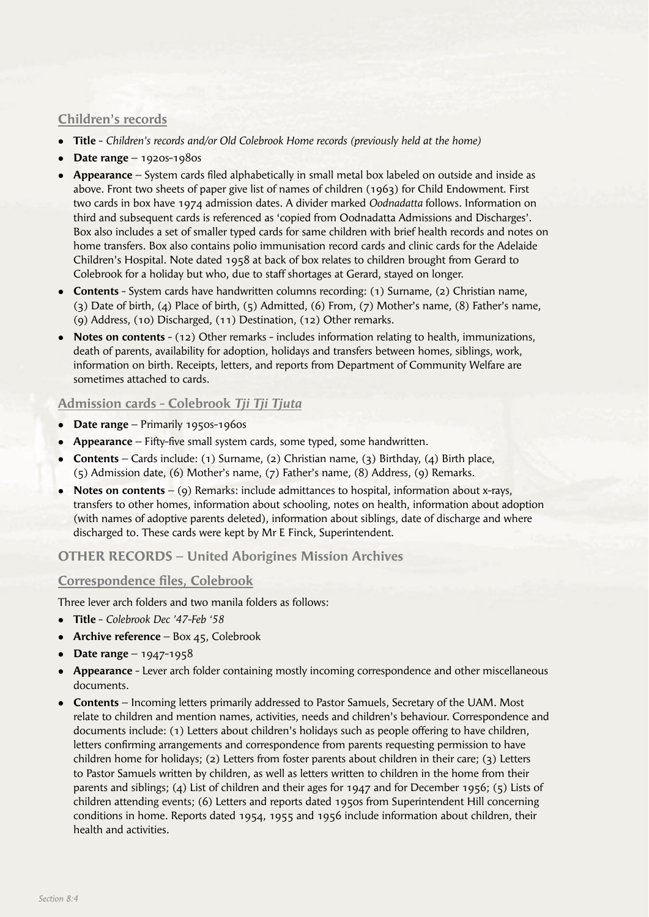## Children's records

- **Title** - *Children's records and/or Old Colebrook Home records (previously held at the home)*
- **Date range** – 1920s-1980s
- **Appearance** – System cards filed alphabetically in small metal box labeled on outside and inside as above. Front two sheets of paper give list of names of children (1963) for Child Endowment. First two cards in box have 1974 admission dates. A divider marked *Oodnadatta* follows. Information on third and subsequent cards is referenced as 'copied from Oodnadatta Admissions and Discharges'. Box also includes a set of smaller typed cards for same children with brief health records and notes on home transfers. Box also contains polio immunisation record cards and clinic cards for the Adelaide Children's Hospital. Note dated 1958 at back of box relates to children brought from Gerard to Colebrook for a holiday but who, due to staff shortages at Gerard, stayed on longer.
- **Contents** - System cards have handwritten columns recording: (1) Surname, (2) Christian name, (3) Date of birth, (4) Place of birth, (5) Admitted, (6) From, (7) Mother's name, (8) Father's name, (9) Address, (10) Discharged, (11) Destination, (12) Other remarks.
- **Notes on contents** - (12) Other remarks - includes information relating to health, immunizations, death of parents, availability for adoption, holidays and transfers between homes, siblings, work, information on birth. Receipts, letters, and reports from Department of Community Welfare are sometimes attached to cards.

## Admission cards - Colebrook *Tji Tji Tjuta*

- **Date range** – Primarily 1950s-1960s
- **Appearance** – Fifty-five small system cards, some typed, some handwritten.
- **Contents** – Cards include: (1) Surname, (2) Christian name, (3) Birthday, (4) Birth place, (5) Admission date, (6) Mother's name, (7) Father's name, (8) Address, (9) Remarks.
- **Notes on contents** – (9) Remarks: include admittances to hospital, information about x-rays, transfers to other homes, information about schooling, notes on health, information about adoption (with names of adoptive parents deleted), information about siblings, date of discharge and where discharged to. These cards were kept by Mr E Finck, Superintendent.

# OTHER RECORDS – United Aborigines Mission Archives

## Correspondence files, Colebrook

Three lever arch folders and two manila folders as follows:

- **Title** - *Colebrook Dec '47-Feb '58*
- **Archive reference** – Box 45, Colebrook
- **Date range** – 1947-1958
- **Appearance** - Lever arch folder containing mostly incoming correspondence and other miscellaneous documents.
- **Contents** – Incoming letters primarily addressed to Pastor Samuels, Secretary of the UAM. Most relate to children and mention names, activities, needs and children's behaviour. Correspondence and documents include: (1) Letters about children's holidays such as people offering to have children, letters confirming arrangements and correspondence from parents requesting permission to have children home for holidays; (2) Letters from foster parents about children in their care; (3) Letters to Pastor Samuels written by children, as well as letters written to children in the home from their parents and siblings; (4) List of children and their ages for 1947 and for December 1956; (5) Lists of children attending events; (6) Letters and reports dated 1950s from Superintendent Hill concerning conditions in home. Reports dated 1954, 1955 and 1956 include information about children, their health and activities.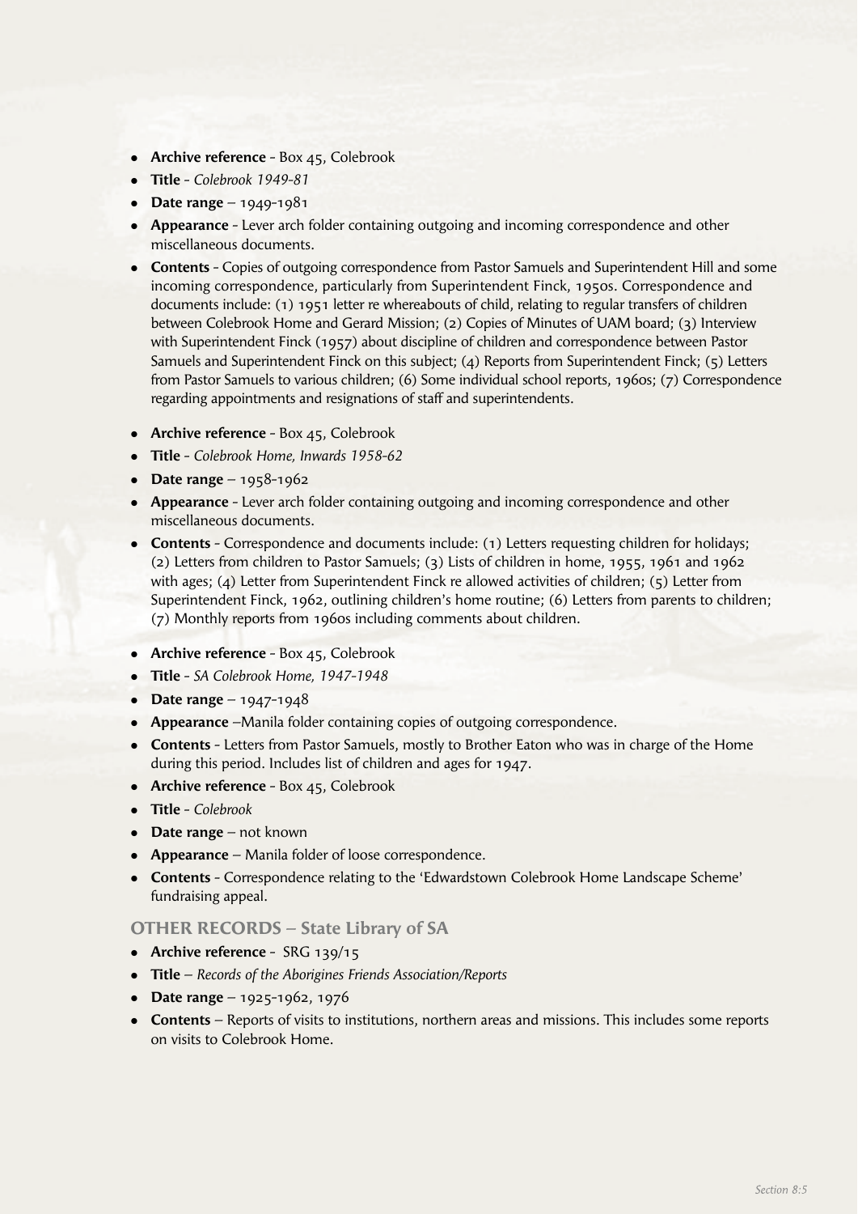- **Archive reference** - Box 45, Colebrook
- **Title** - *Colebrook 1949-81*
- **Date range** – 1949-1981
- **Appearance** - Lever arch folder containing outgoing and incoming correspondence and other miscellaneous documents.
- **Contents** - Copies of outgoing correspondence from Pastor Samuels and Superintendent Hill and some incoming correspondence, particularly from Superintendent Finck, 1950s. Correspondence and documents include: (1) 1951 letter re whereabouts of child, relating to regular transfers of children between Colebrook Home and Gerard Mission; (2) Copies of Minutes of UAM board; (3) Interview with Superintendent Finck (1957) about discipline of children and correspondence between Pastor Samuels and Superintendent Finck on this subject; (4) Reports from Superintendent Finck; (5) Letters from Pastor Samuels to various children; (6) Some individual school reports, 1960s; (7) Correspondence regarding appointments and resignations of staff and superintendents.

- **Archive reference** - Box 45, Colebrook
- **Title** - *Colebrook Home, Inwards 1958-62*
- **Date range** – 1958-1962
- **Appearance** - Lever arch folder containing outgoing and incoming correspondence and other miscellaneous documents.
- **Contents** - Correspondence and documents include: (1) Letters requesting children for holidays; (2) Letters from children to Pastor Samuels; (3) Lists of children in home, 1955, 1961 and 1962 with ages; (4) Letter from Superintendent Finck re allowed activities of children; (5) Letter from Superintendent Finck, 1962, outlining children's home routine; (6) Letters from parents to children; (7) Monthly reports from 1960s including comments about children.

- **Archive reference** - Box 45, Colebrook
- **Title** - *SA Colebrook Home, 1947-1948*
- **Date range** – 1947-1948
- **Appearance** –Manila folder containing copies of outgoing correspondence.
- **Contents** - Letters from Pastor Samuels, mostly to Brother Eaton who was in charge of the Home during this period. Includes list of children and ages for 1947.
- **Archive reference** - Box 45, Colebrook
- **Title** - *Colebrook*
- **Date range** – not known
- **Appearance** – Manila folder of loose correspondence.
- **Contents** - Correspondence relating to the 'Edwardstown Colebrook Home Landscape Scheme' fundraising appeal.

### OTHER RECORDS – State Library of SA

- **Archive reference** - SRG 139/15
- **Title** – *Records of the Aborigines Friends Association/Reports*
- **Date range** – 1925-1962, 1976
- **Contents** – Reports of visits to institutions, northern areas and missions. This includes some reports on visits to Colebrook Home.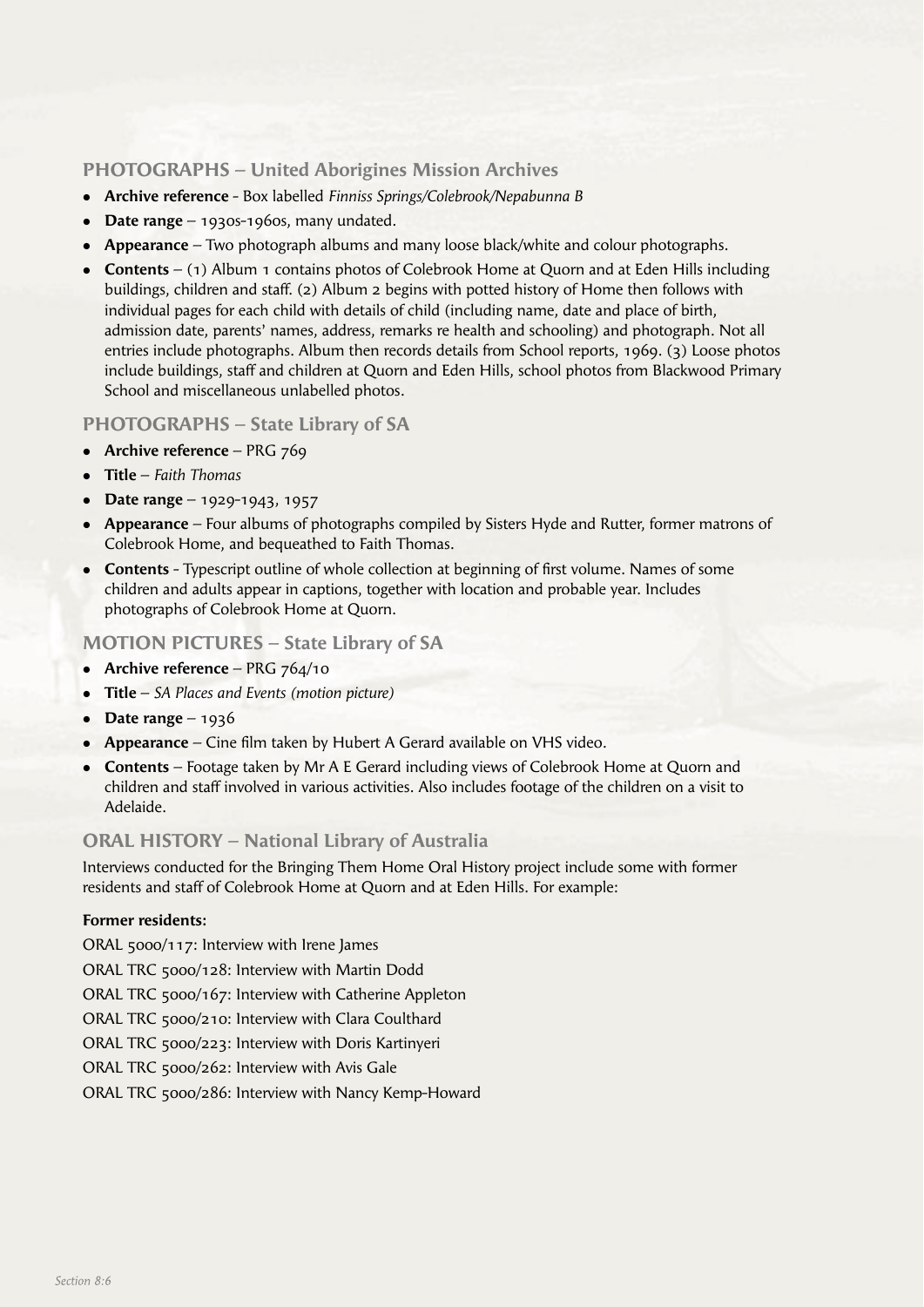## PHOTOGRAPHS – United Aborigines Mission Archives

- **Archive reference** - Box labelled *Finniss Springs/Colebrook/Nepabunna B*
- **Date range** – 1930s-1960s, many undated.
- **Appearance** – Two photograph albums and many loose black/white and colour photographs.
- **Contents** – (1) Album 1 contains photos of Colebrook Home at Quorn and at Eden Hills including buildings, children and staff. (2) Album 2 begins with potted history of Home then follows with individual pages for each child with details of child (including name, date and place of birth, admission date, parents' names, address, remarks re health and schooling) and photograph. Not all entries include photographs. Album then records details from School reports, 1969. (3) Loose photos include buildings, staff and children at Quorn and Eden Hills, school photos from Blackwood Primary School and miscellaneous unlabelled photos.

## PHOTOGRAPHS – State Library of SA

- **Archive reference** – PRG 769
- **Title** – *Faith Thomas*
- **Date range** – 1929-1943, 1957
- **Appearance** – Four albums of photographs compiled by Sisters Hyde and Rutter, former matrons of Colebrook Home, and bequeathed to Faith Thomas.
- **Contents** - Typescript outline of whole collection at beginning of first volume. Names of some children and adults appear in captions, together with location and probable year. Includes photographs of Colebrook Home at Quorn.

## MOTION PICTURES – State Library of SA

- **Archive reference** – PRG 764/10
- **Title** – *SA Places and Events (motion picture)*
- **Date range** – 1936
- **Appearance** – Cine film taken by Hubert A Gerard available on VHS video.
- **Contents** – Footage taken by Mr A E Gerard including views of Colebrook Home at Quorn and children and staff involved in various activities. Also includes footage of the children on a visit to Adelaide.

## ORAL HISTORY – National Library of Australia

Interviews conducted for the Bringing Them Home Oral History project include some with former residents and staff of Colebrook Home at Quorn and at Eden Hills. For example:

**Former residents:**

ORAL 5000/117: Interview with Irene James

ORAL TRC 5000/128: Interview with Martin Dodd

ORAL TRC 5000/167: Interview with Catherine Appleton

ORAL TRC 5000/210: Interview with Clara Coulthard

ORAL TRC 5000/223: Interview with Doris Kartinyeri

ORAL TRC 5000/262: Interview with Avis Gale

ORAL TRC 5000/286: Interview with Nancy Kemp-Howard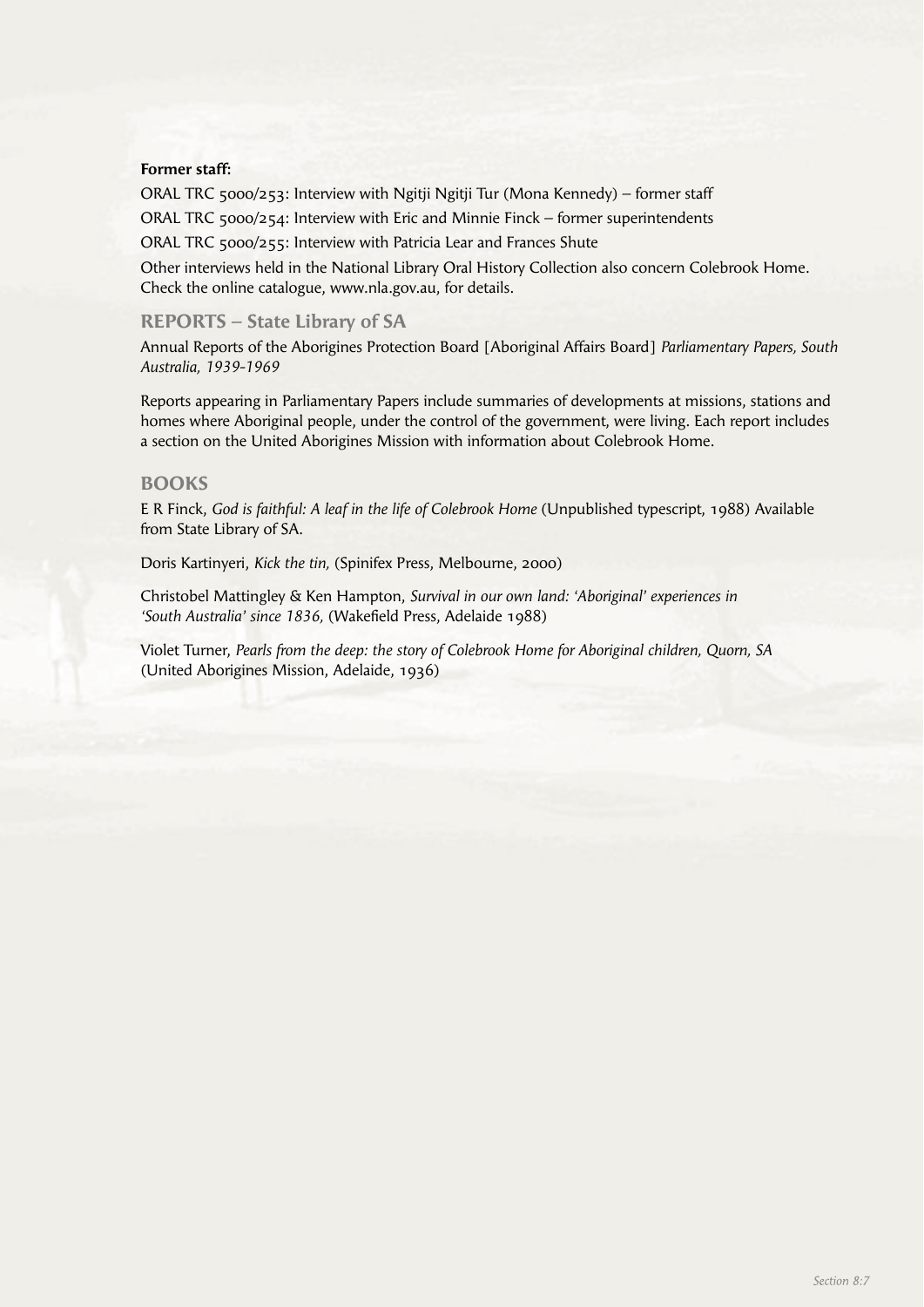**Former staff:**

ORAL TRC 5000/253: Interview with Ngitji Ngitji Tur (Mona Kennedy) – former staff

ORAL TRC 5000/254: Interview with Eric and Minnie Finck – former superintendents

ORAL TRC 5000/255: Interview with Patricia Lear and Frances Shute

Other interviews held in the National Library Oral History Collection also concern Colebrook Home. Check the online catalogue, www.nla.gov.au, for details.

## REPORTS – State Library of SA

Annual Reports of the Aborigines Protection Board [Aboriginal Affairs Board] *Parliamentary Papers, South Australia, 1939-1969*

Reports appearing in Parliamentary Papers include summaries of developments at missions, stations and homes where Aboriginal people, under the control of the government, were living. Each report includes a section on the United Aborigines Mission with information about Colebrook Home.

## BOOKS

E R Finck, *God is faithful: A leaf in the life of Colebrook Home* (Unpublished typescript, 1988) Available from State Library of SA.

Doris Kartinyeri, *Kick the tin,* (Spinifex Press, Melbourne, 2000)

Christobel Mattingley & Ken Hampton, *Survival in our own land: 'Aboriginal' experiences in 'South Australia' since 1836,* (Wakefield Press, Adelaide 1988)

Violet Turner, *Pearls from the deep: the story of Colebrook Home for Aboriginal children, Quorn, SA* (United Aborigines Mission, Adelaide, 1936)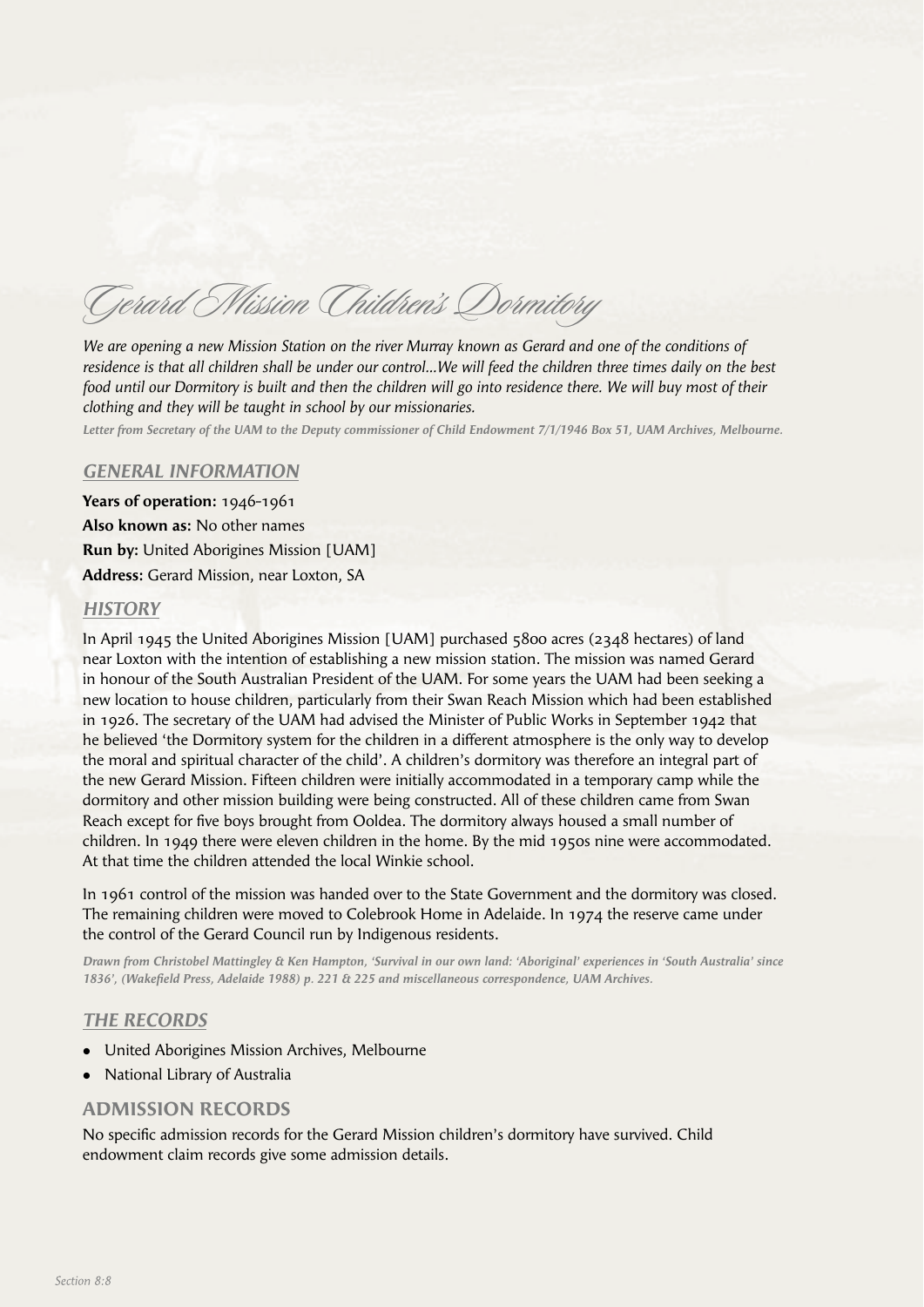# Gerard Mission Children's Dormitory

*We are opening a new Mission Station on the river Murray known as Gerard and one of the conditions of residence is that all children shall be under our control...We will feed the children three times daily on the best food until our Dormitory is built and then the children will go into residence there. We will buy most of their clothing and they will be taught in school by our missionaries.*

***Letter from Secretary of the UAM to the Deputy commissioner of Child Endowment 7/1/1946 Box 51, UAM Archives, Melbourne.***

## GENERAL INFORMATION

**Years of operation:** 1946-1961
**Also known as:** No other names
**Run by:** United Aborigines Mission [UAM]
**Address:** Gerard Mission, near Loxton, SA

## HISTORY

In April 1945 the United Aborigines Mission [UAM] purchased 5800 acres (2348 hectares) of land near Loxton with the intention of establishing a new mission station. The mission was named Gerard in honour of the South Australian President of the UAM. For some years the UAM had been seeking a new location to house children, particularly from their Swan Reach Mission which had been established in 1926. The secretary of the UAM had advised the Minister of Public Works in September 1942 that he believed 'the Dormitory system for the children in a different atmosphere is the only way to develop the moral and spiritual character of the child'. A children's dormitory was therefore an integral part of the new Gerard Mission. Fifteen children were initially accommodated in a temporary camp while the dormitory and other mission building were being constructed. All of these children came from Swan Reach except for five boys brought from Ooldea. The dormitory always housed a small number of children. In 1949 there were eleven children in the home. By the mid 1950s nine were accommodated. At that time the children attended the local Winkie school.

In 1961 control of the mission was handed over to the State Government and the dormitory was closed. The remaining children were moved to Colebrook Home in Adelaide. In 1974 the reserve came under the control of the Gerard Council run by Indigenous residents.

***Drawn from Christobel Mattingley & Ken Hampton, 'Survival in our own land: 'Aboriginal' experiences in 'South Australia' since 1836', (Wakefield Press, Adelaide 1988) p. 221 & 225 and miscellaneous correspondence, UAM Archives.***

## THE RECORDS

- United Aborigines Mission Archives, Melbourne
- National Library of Australia

### ADMISSION RECORDS

No specific admission records for the Gerard Mission children's dormitory have survived. Child endowment claim records give some admission details.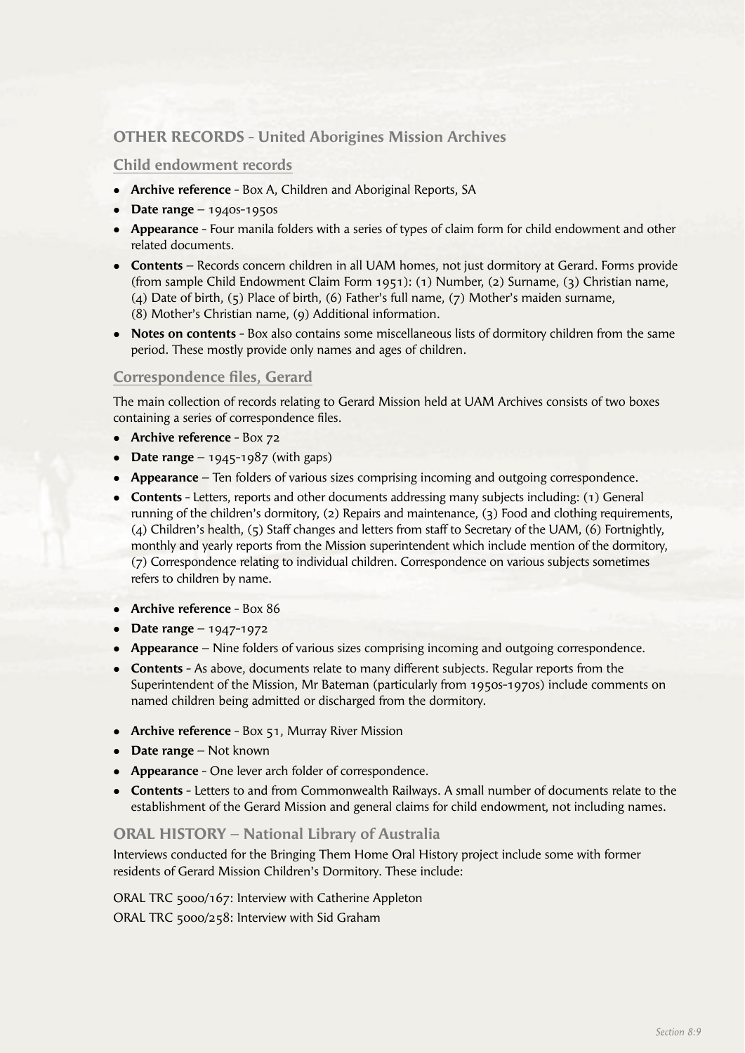## OTHER RECORDS - United Aborigines Mission Archives

### Child endowment records

- **Archive reference** - Box A, Children and Aboriginal Reports, SA
- **Date range** – 1940s-1950s
- **Appearance** - Four manila folders with a series of types of claim form for child endowment and other related documents.
- **Contents** – Records concern children in all UAM homes, not just dormitory at Gerard. Forms provide (from sample Child Endowment Claim Form 1951): (1) Number, (2) Surname, (3) Christian name, (4) Date of birth, (5) Place of birth, (6) Father's full name, (7) Mother's maiden surname, (8) Mother's Christian name, (9) Additional information.
- **Notes on contents** - Box also contains some miscellaneous lists of dormitory children from the same period. These mostly provide only names and ages of children.

### Correspondence files, Gerard

The main collection of records relating to Gerard Mission held at UAM Archives consists of two boxes containing a series of correspondence files.

- **Archive reference** - Box 72
- **Date range** – 1945-1987 (with gaps)
- **Appearance** – Ten folders of various sizes comprising incoming and outgoing correspondence.
- **Contents** - Letters, reports and other documents addressing many subjects including: (1) General running of the children's dormitory, (2) Repairs and maintenance, (3) Food and clothing requirements, (4) Children's health, (5) Staff changes and letters from staff to Secretary of the UAM, (6) Fortnightly, monthly and yearly reports from the Mission superintendent which include mention of the dormitory, (7) Correspondence relating to individual children. Correspondence on various subjects sometimes refers to children by name.

- **Archive reference** - Box 86
- **Date range** – 1947-1972
- **Appearance** – Nine folders of various sizes comprising incoming and outgoing correspondence.
- **Contents** - As above, documents relate to many different subjects. Regular reports from the Superintendent of the Mission, Mr Bateman (particularly from 1950s-1970s) include comments on named children being admitted or discharged from the dormitory.

- **Archive reference** - Box 51, Murray River Mission
- **Date range** – Not known
- **Appearance** - One lever arch folder of correspondence.
- **Contents** - Letters to and from Commonwealth Railways. A small number of documents relate to the establishment of the Gerard Mission and general claims for child endowment, not including names.

## ORAL HISTORY – National Library of Australia

Interviews conducted for the Bringing Them Home Oral History project include some with former residents of Gerard Mission Children's Dormitory. These include:

ORAL TRC 5000/167: Interview with Catherine Appleton

ORAL TRC 5000/258: Interview with Sid Graham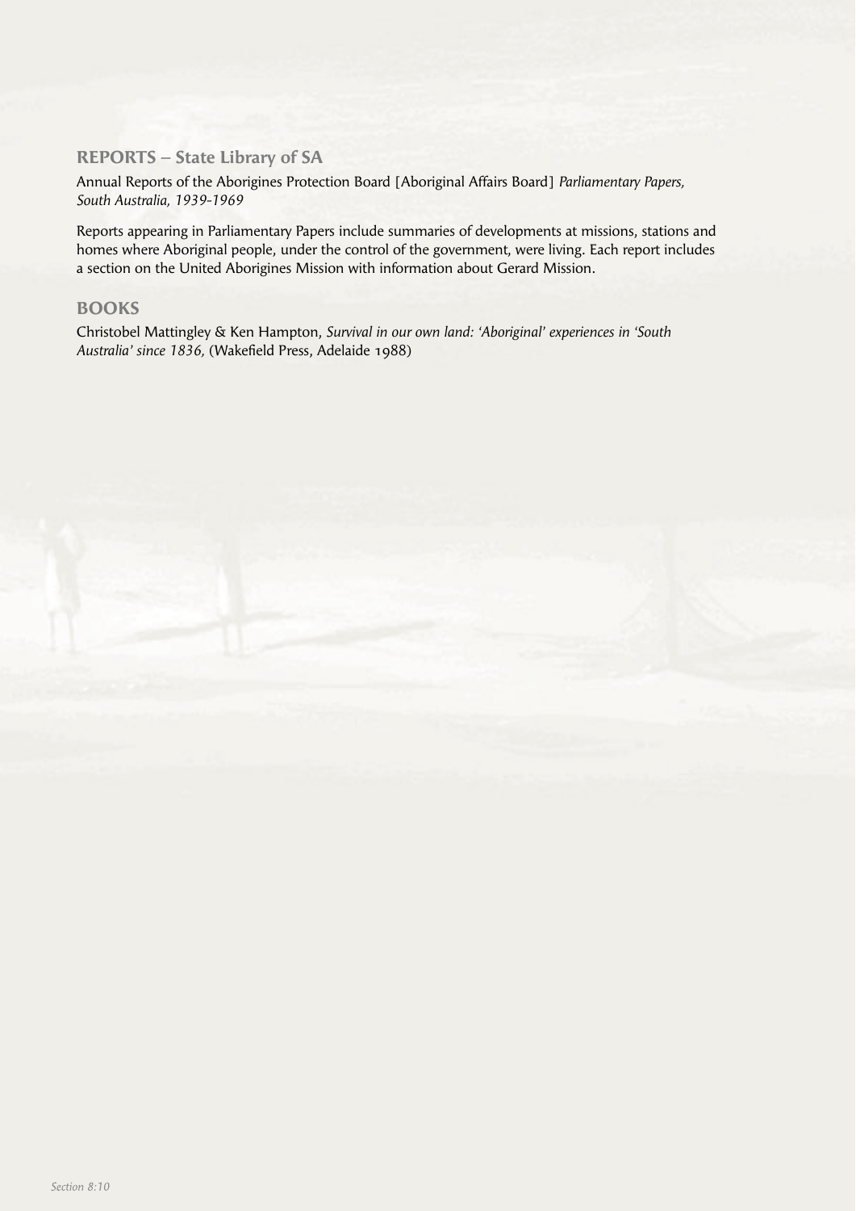## REPORTS – State Library of SA

Annual Reports of the Aborigines Protection Board [Aboriginal Affairs Board] *Parliamentary Papers, South Australia, 1939-1969*

Reports appearing in Parliamentary Papers include summaries of developments at missions, stations and homes where Aboriginal people, under the control of the government, were living. Each report includes a section on the United Aborigines Mission with information about Gerard Mission.

## BOOKS

Christobel Mattingley & Ken Hampton, *Survival in our own land: 'Aboriginal' experiences in 'South Australia' since 1836,* (Wakefield Press, Adelaide 1988)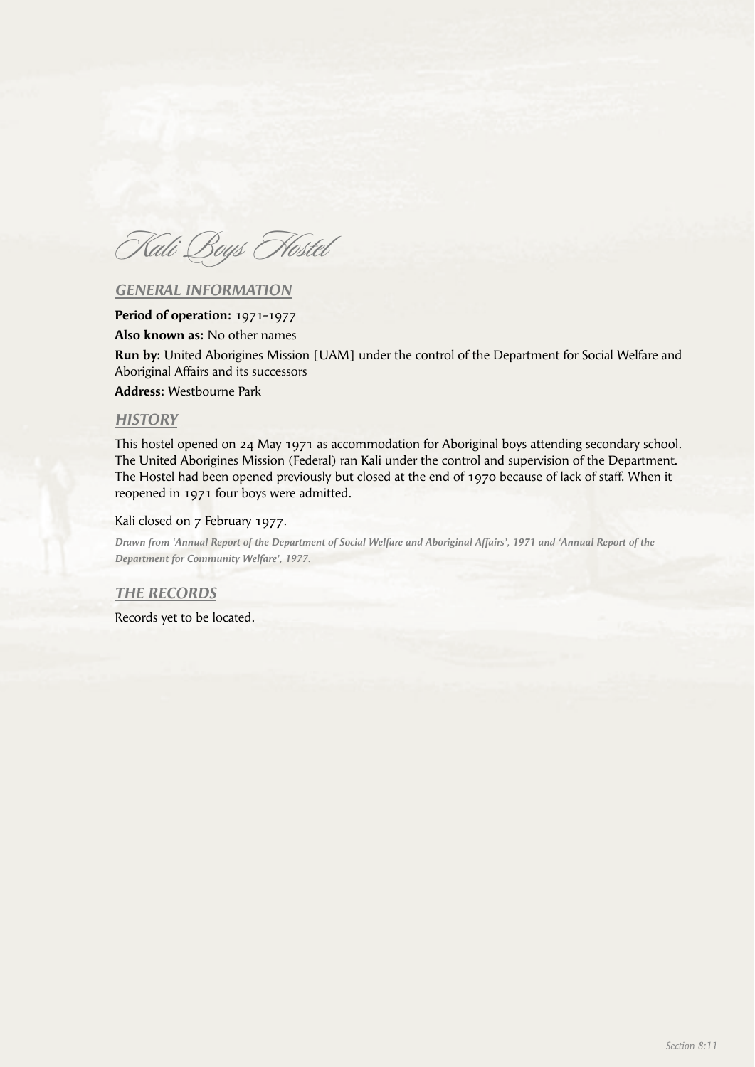# Kali Boys Hostel

## GENERAL INFORMATION

**Period of operation:** 1971-1977

**Also known as:** No other names

**Run by:** United Aborigines Mission [UAM] under the control of the Department for Social Welfare and Aboriginal Affairs and its successors

**Address:** Westbourne Park

## HISTORY

This hostel opened on 24 May 1971 as accommodation for Aboriginal boys attending secondary school. The United Aborigines Mission (Federal) ran Kali under the control and supervision of the Department. The Hostel had been opened previously but closed at the end of 1970 because of lack of staff. When it reopened in 1971 four boys were admitted.

Kali closed on 7 February 1977.

***Drawn from 'Annual Report of the Department of Social Welfare and Aboriginal Affairs', 1971 and 'Annual Report of the Department for Community Welfare', 1977.***

## THE RECORDS

Records yet to be located.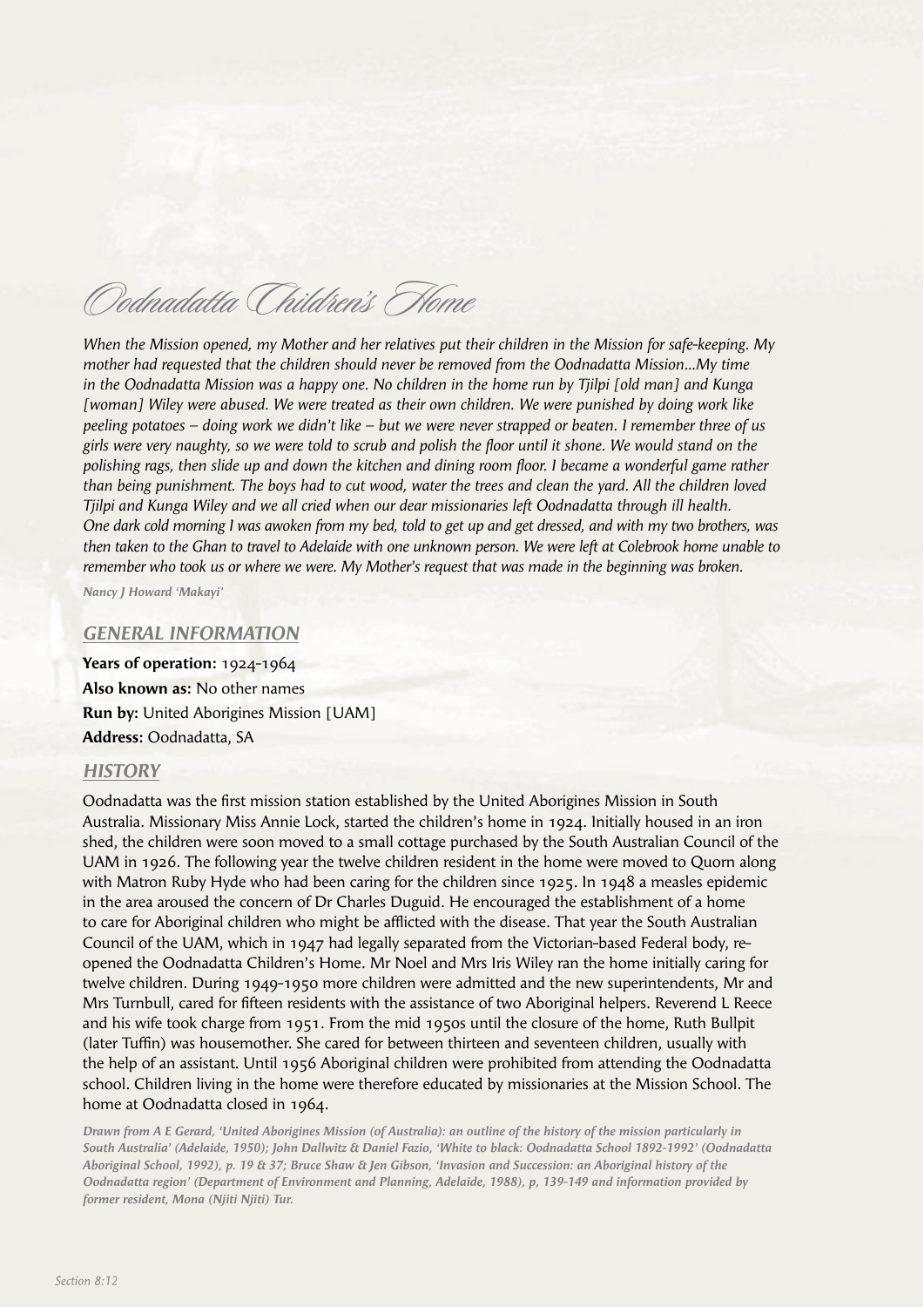# Oodnadatta Children's Home

*When the Mission opened, my Mother and her relatives put their children in the Mission for safe-keeping. My mother had requested that the children should never be removed from the Oodnadatta Mission...My time in the Oodnadatta Mission was a happy one. No children in the home run by Tjilpi [old man] and Kunga [woman] Wiley were abused. We were treated as their own children. We were punished by doing work like peeling potatoes – doing work we didn't like – but we were never strapped or beaten. I remember three of us girls were very naughty, so we were told to scrub and polish the floor until it shone. We would stand on the polishing rags, then slide up and down the kitchen and dining room floor. I became a wonderful game rather than being punishment. The boys had to cut wood, water the trees and clean the yard. All the children loved Tjilpi and Kunga Wiley and we all cried when our dear missionaries left Oodnadatta through ill health. One dark cold morning I was awoken from my bed, told to get up and get dressed, and with my two brothers, was then taken to the Ghan to travel to Adelaide with one unknown person. We were left at Colebrook home unable to remember who took us or where we were. My Mother's request that was made in the beginning was broken.*

***Nancy J Howard 'Makayi'***

## GENERAL INFORMATION

**Years of operation:** 1924-1964
**Also known as:** No other names
**Run by:** United Aborigines Mission [UAM]
**Address:** Oodnadatta, SA

## HISTORY

Oodnadatta was the first mission station established by the United Aborigines Mission in South Australia. Missionary Miss Annie Lock, started the children's home in 1924. Initially housed in an iron shed, the children were soon moved to a small cottage purchased by the South Australian Council of the UAM in 1926. The following year the twelve children resident in the home were moved to Quorn along with Matron Ruby Hyde who had been caring for the children since 1925. In 1948 a measles epidemic in the area aroused the concern of Dr Charles Duguid. He encouraged the establishment of a home to care for Aboriginal children who might be afflicted with the disease. That year the South Australian Council of the UAM, which in 1947 had legally separated from the Victorian-based Federal body, re-opened the Oodnadatta Children's Home. Mr Noel and Mrs Iris Wiley ran the home initially caring for twelve children. During 1949-1950 more children were admitted and the new superintendents, Mr and Mrs Turnbull, cared for fifteen residents with the assistance of two Aboriginal helpers. Reverend L Reece and his wife took charge from 1951. From the mid 1950s until the closure of the home, Ruth Bullpit (later Tuffin) was housemother. She cared for between thirteen and seventeen children, usually with the help of an assistant. Until 1956 Aboriginal children were prohibited from attending the Oodnadatta school. Children living in the home were therefore educated by missionaries at the Mission School. The home at Oodnadatta closed in 1964.

***Drawn from A E Gerard, 'United Aborigines Mission (of Australia): an outline of the history of the mission particularly in South Australia' (Adelaide, 1950); John Dallwitz & Daniel Fazio, 'White to black: Oodnadatta School 1892-1992' (Oodnadatta Aboriginal School, 1992), p. 19 & 37; Bruce Shaw & Jen Gibson, 'Invasion and Succession: an Aboriginal history of the Oodnadatta region' (Department of Environment and Planning, Adelaide, 1988), p, 139-149 and information provided by former resident, Mona (Njiti Njiti) Tur.***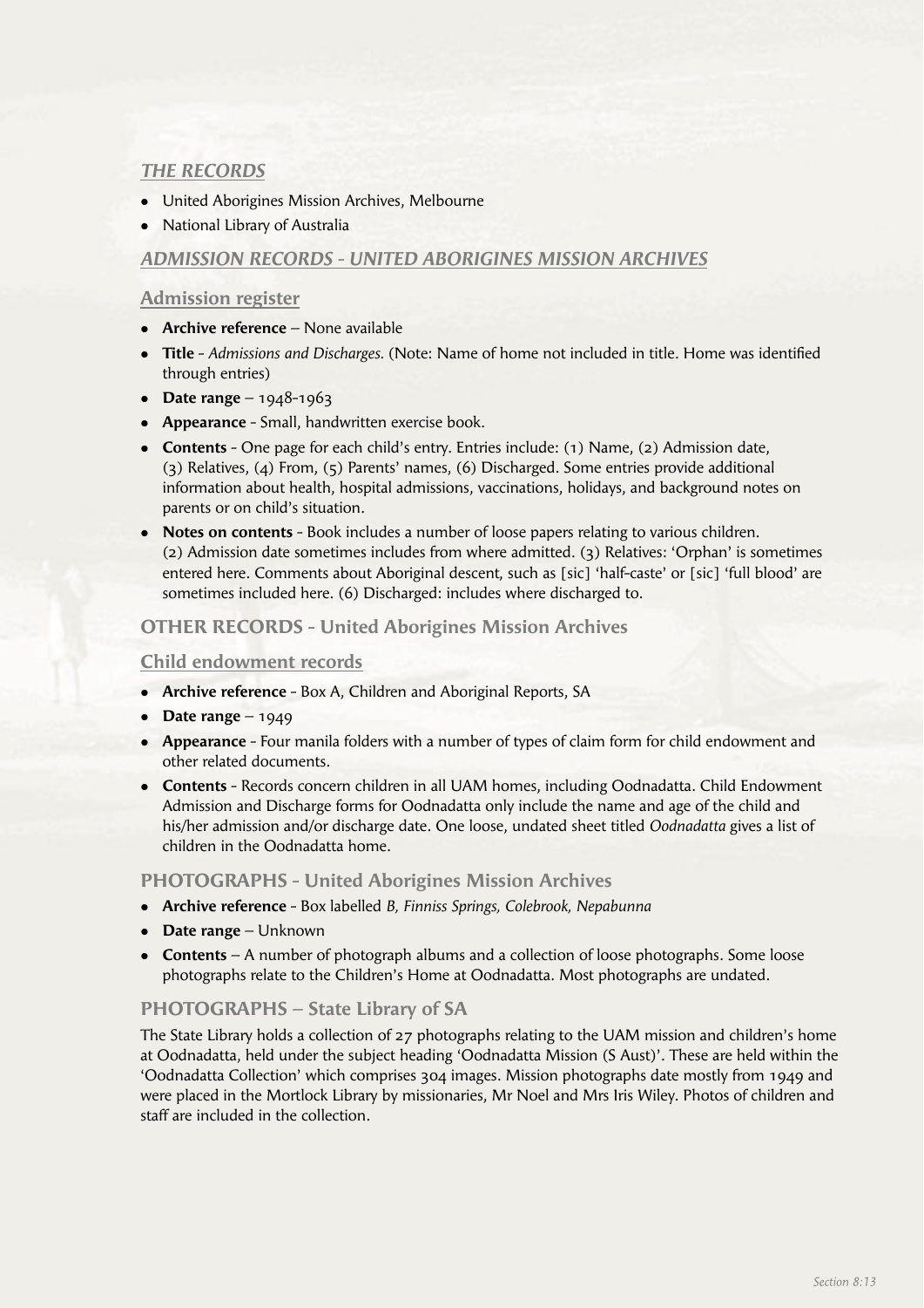### *THE RECORDS*

- United Aborigines Mission Archives, Melbourne
- National Library of Australia

### *ADMISSION RECORDS - UNITED ABORIGINES MISSION ARCHIVES*

#### Admission register

- **Archive reference** – None available
- **Title** - *Admissions and Discharges.* (Note: Name of home not included in title. Home was identified through entries)
- **Date range** – 1948-1963
- **Appearance** - Small, handwritten exercise book.
- **Contents** - One page for each child's entry. Entries include: (1) Name, (2) Admission date, (3) Relatives, (4) From, (5) Parents' names, (6) Discharged. Some entries provide additional information about health, hospital admissions, vaccinations, holidays, and background notes on parents or on child's situation.
- **Notes on contents** - Book includes a number of loose papers relating to various children. (2) Admission date sometimes includes from where admitted. (3) Relatives: 'Orphan' is sometimes entered here. Comments about Aboriginal descent, such as [sic] 'half-caste' or [sic] 'full blood' are sometimes included here. (6) Discharged: includes where discharged to.

### OTHER RECORDS - United Aborigines Mission Archives

#### Child endowment records

- **Archive reference** - Box A, Children and Aboriginal Reports, SA
- **Date range** – 1949
- **Appearance** - Four manila folders with a number of types of claim form for child endowment and other related documents.
- **Contents** - Records concern children in all UAM homes, including Oodnadatta. Child Endowment Admission and Discharge forms for Oodnadatta only include the name and age of the child and his/her admission and/or discharge date. One loose, undated sheet titled *Oodnadatta* gives a list of children in the Oodnadatta home.

### PHOTOGRAPHS - United Aborigines Mission Archives

- **Archive reference** - Box labelled *B, Finniss Springs, Colebrook, Nepabunna*
- **Date range** – Unknown
- **Contents** – A number of photograph albums and a collection of loose photographs. Some loose photographs relate to the Children's Home at Oodnadatta. Most photographs are undated.

### PHOTOGRAPHS – State Library of SA

The State Library holds a collection of 27 photographs relating to the UAM mission and children's home at Oodnadatta, held under the subject heading 'Oodnadatta Mission (S Aust)'. These are held within the 'Oodnadatta Collection' which comprises 304 images. Mission photographs date mostly from 1949 and were placed in the Mortlock Library by missionaries, Mr Noel and Mrs Iris Wiley. Photos of children and staff are included in the collection.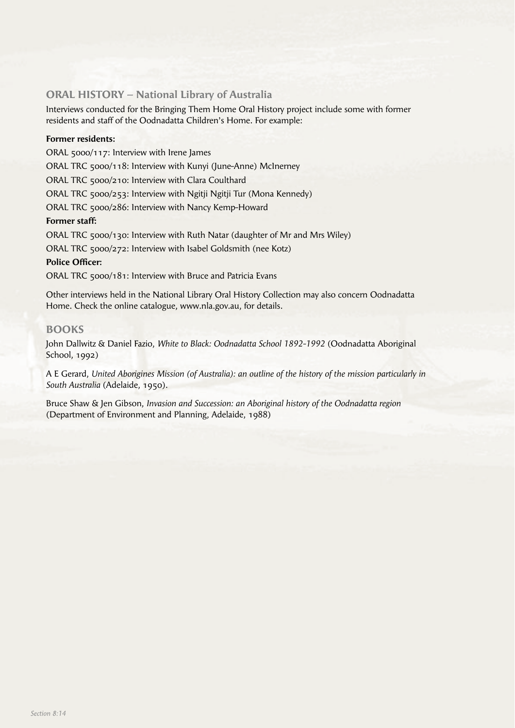## ORAL HISTORY – National Library of Australia

Interviews conducted for the Bringing Them Home Oral History project include some with former residents and staff of the Oodnadatta Children's Home. For example:

**Former residents:**

ORAL 5000/117: Interview with Irene James

ORAL TRC 5000/118: Interview with Kunyi (June-Anne) McInerney

ORAL TRC 5000/210: Interview with Clara Coulthard

ORAL TRC 5000/253: Interview with Ngitji Ngitji Tur (Mona Kennedy)

ORAL TRC 5000/286: Interview with Nancy Kemp-Howard

**Former staff:**

ORAL TRC 5000/130: Interview with Ruth Natar (daughter of Mr and Mrs Wiley)

ORAL TRC 5000/272: Interview with Isabel Goldsmith (nee Kotz)

**Police Officer:**

ORAL TRC 5000/181: Interview with Bruce and Patricia Evans

Other interviews held in the National Library Oral History Collection may also concern Oodnadatta Home. Check the online catalogue, www.nla.gov.au, for details.

## BOOKS

John Dallwitz & Daniel Fazio, *White to Black: Oodnadatta School 1892-1992* (Oodnadatta Aboriginal School, 1992)

A E Gerard, *United Aborigines Mission (of Australia): an outline of the history of the mission particularly in South Australia* (Adelaide, 1950).

Bruce Shaw & Jen Gibson, *Invasion and Succession: an Aboriginal history of the Oodnadatta region* (Department of Environment and Planning, Adelaide, 1988)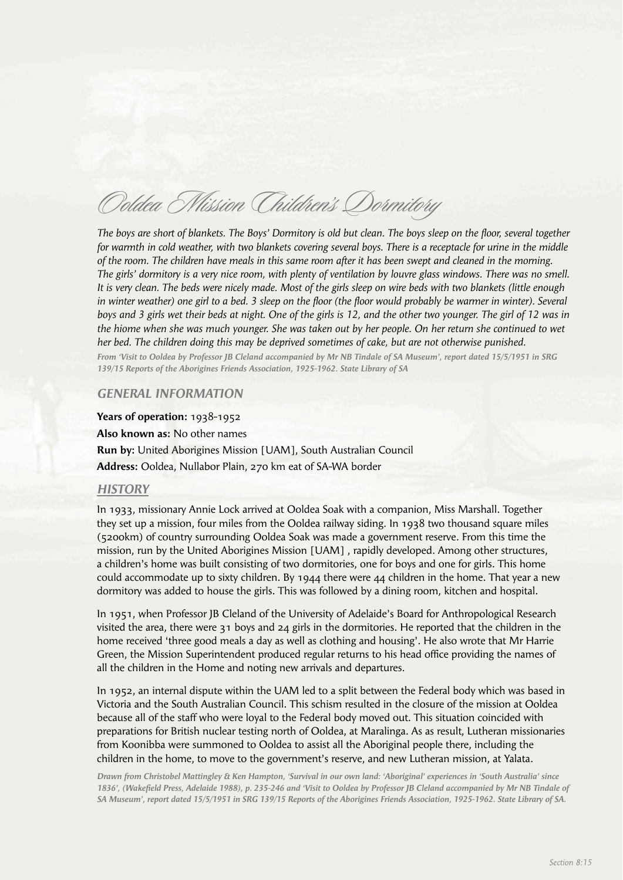# Ooldea Mission Children's Dormitory

*The boys are short of blankets. The Boys' Dormitory is old but clean. The boys sleep on the floor, several together for warmth in cold weather, with two blankets covering several boys. There is a receptacle for urine in the middle of the room. The children have meals in this same room after it has been swept and cleaned in the morning. The girls' dormitory is a very nice room, with plenty of ventilation by louvre glass windows. There was no smell. It is very clean. The beds were nicely made. Most of the girls sleep on wire beds with two blankets (little enough in winter weather) one girl to a bed. 3 sleep on the floor (the floor would probably be warmer in winter). Several boys and 3 girls wet their beds at night. One of the girls is 12, and the other two younger. The girl of 12 was in the hiome when she was much younger. She was taken out by her people. On her return she continued to wet her bed. The children doing this may be deprived sometimes of cake, but are not otherwise punished.*

***From 'Visit to Ooldea by Professor JB Cleland accompanied by Mr NB Tindale of SA Museum', report dated 15/5/1951 in SRG 139/15 Reports of the Aborigines Friends Association, 1925-1962. State Library of SA***

## *GENERAL INFORMATION*

**Years of operation:** 1938-1952

**Also known as:** No other names

**Run by:** United Aborigines Mission [UAM], South Australian Council

**Address:** Ooldea, Nullabor Plain, 270 km eat of SA-WA border

## *HISTORY*

In 1933, missionary Annie Lock arrived at Ooldea Soak with a companion, Miss Marshall. Together they set up a mission, four miles from the Ooldea railway siding. In 1938 two thousand square miles (5200km) of country surrounding Ooldea Soak was made a government reserve. From this time the mission, run by the United Aborigines Mission [UAM] , rapidly developed. Among other structures, a children's home was built consisting of two dormitories, one for boys and one for girls. This home could accommodate up to sixty children. By 1944 there were 44 children in the home. That year a new dormitory was added to house the girls. This was followed by a dining room, kitchen and hospital.

In 1951, when Professor JB Cleland of the University of Adelaide's Board for Anthropological Research visited the area, there were 31 boys and 24 girls in the dormitories. He reported that the children in the home received 'three good meals a day as well as clothing and housing'. He also wrote that Mr Harrie Green, the Mission Superintendent produced regular returns to his head office providing the names of all the children in the Home and noting new arrivals and departures.

In 1952, an internal dispute within the UAM led to a split between the Federal body which was based in Victoria and the South Australian Council. This schism resulted in the closure of the mission at Ooldea because all of the staff who were loyal to the Federal body moved out. This situation coincided with preparations for British nuclear testing north of Ooldea, at Maralinga. As as result, Lutheran missionaries from Koonibba were summoned to Ooldea to assist all the Aboriginal people there, including the children in the home, to move to the government's reserve, and new Lutheran mission, at Yalata.

***Drawn from Christobel Mattingley & Ken Hampton, 'Survival in our own land: 'Aboriginal' experiences in 'South Australia' since 1836', (Wakefield Press, Adelaide 1988), p. 235-246 and 'Visit to Ooldea by Professor JB Cleland accompanied by Mr NB Tindale of SA Museum', report dated 15/5/1951 in SRG 139/15 Reports of the Aborigines Friends Association, 1925-1962. State Library of SA.***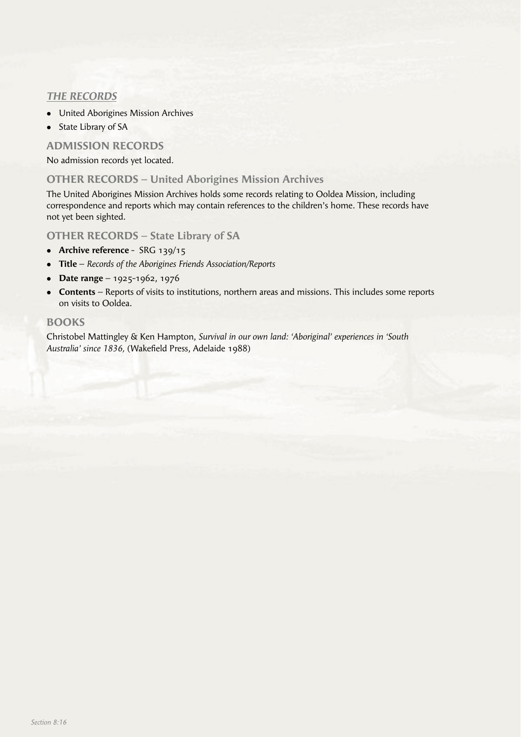## *THE RECORDS*

- United Aborigines Mission Archives
- State Library of SA

### ADMISSION RECORDS

No admission records yet located.

### OTHER RECORDS – United Aborigines Mission Archives

The United Aborigines Mission Archives holds some records relating to Ooldea Mission, including correspondence and reports which may contain references to the children's home. These records have not yet been sighted.

### OTHER RECORDS – State Library of SA

- **Archive reference** - SRG 139/15
- **Title** – *Records of the Aborigines Friends Association/Reports*
- **Date range** – 1925-1962, 1976
- **Contents** – Reports of visits to institutions, northern areas and missions. This includes some reports on visits to Ooldea.

### BOOKS

Christobel Mattingley & Ken Hampton, *Survival in our own land: 'Aboriginal' experiences in 'South Australia' since 1836,* (Wakefield Press, Adelaide 1988)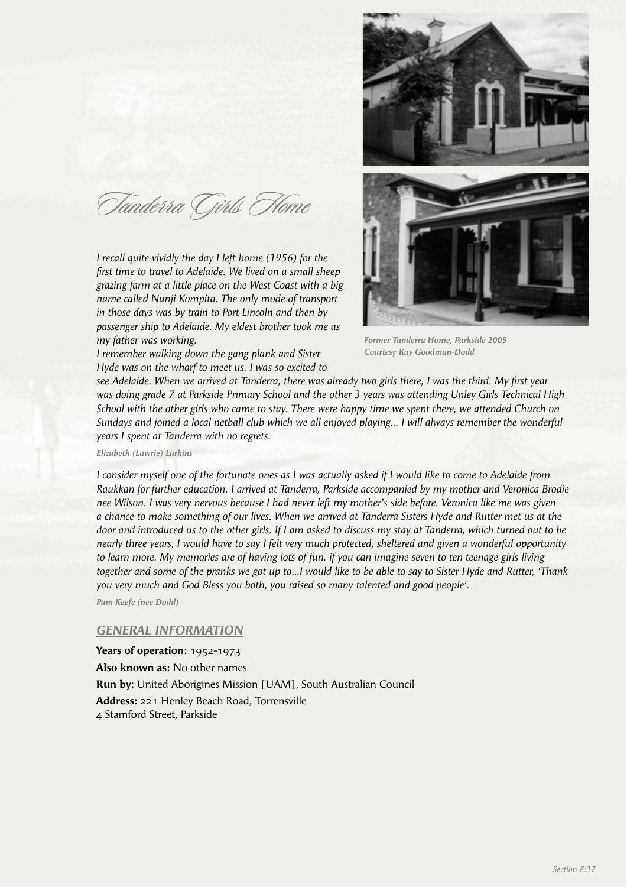# Tanderra Girls Home

*I recall quite vividly the day I left home (1956) for the first time to travel to Adelaide. We lived on a small sheep grazing farm at a little place on the West Coast with a big name called Nunji Kompita. The only mode of transport in those days was by train to Port Lincoln and then by passenger ship to Adelaide. My eldest brother took me as my father was working.*

*I remember walking down the gang plank and Sister Hyde was on the wharf to meet us. I was so excited to see Adelaide. When we arrived at Tanderra, there was already two girls there, I was the third. My first year was doing grade 7 at Parkside Primary School and the other 3 years was attending Unley Girls Technical High School with the other girls who came to stay. There were happy time we spent there, we attended Church on Sundays and joined a local netball club which we all enjoyed playing... I will always remember the wonderful years I spent at Tanderra with no regrets.*

***Elizabeth (Lawrie) Larkins***

Former Tanderra Home, Parkside 2005
Courtesy Kay Goodman-Dodd

*I consider myself one of the fortunate ones as I was actually asked if I would like to come to Adelaide from Raukkan for further education. I arrived at Tanderra, Parkside accompanied by my mother and Veronica Brodie nee Wilson. I was very nervous because I had never left my mother's side before. Veronica like me was given a chance to make something of our lives. When we arrived at Tanderra Sisters Hyde and Rutter met us at the door and introduced us to the other girls. If I am asked to discuss my stay at Tanderra, which turned out to be nearly three years, I would have to say I felt very much protected, sheltered and given a wonderful opportunity to learn more. My memories are of having lots of fun, if you can imagine seven to ten teenage girls living together and some of the pranks we got up to...I would like to be able to say to Sister Hyde and Rutter, 'Thank you very much and God Bless you both, you raised so many talented and good people'.*

***Pam Keefe (nee Dodd)***

## GENERAL INFORMATION

**Years of operation:** 1952-1973

**Also known as:** No other names

**Run by:** United Aborigines Mission [UAM], South Australian Council

**Address:** 221 Henley Beach Road, Torrensville
4 Stamford Street, Parkside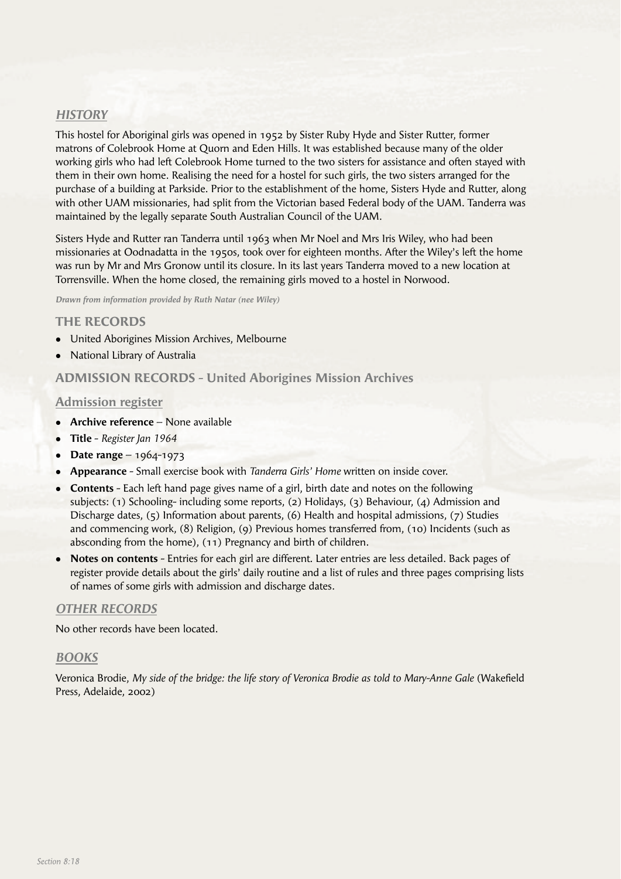## *HISTORY*

This hostel for Aboriginal girls was opened in 1952 by Sister Ruby Hyde and Sister Rutter, former matrons of Colebrook Home at Quorn and Eden Hills. It was established because many of the older working girls who had left Colebrook Home turned to the two sisters for assistance and often stayed with them in their own home. Realising the need for a hostel for such girls, the two sisters arranged for the purchase of a building at Parkside. Prior to the establishment of the home, Sisters Hyde and Rutter, along with other UAM missionaries, had split from the Victorian based Federal body of the UAM. Tanderra was maintained by the legally separate South Australian Council of the UAM.

Sisters Hyde and Rutter ran Tanderra until 1963 when Mr Noel and Mrs Iris Wiley, who had been missionaries at Oodnadatta in the 1950s, took over for eighteen months. After the Wiley's left the home was run by Mr and Mrs Gronow until its closure. In its last years Tanderra moved to a new location at Torrensville. When the home closed, the remaining girls moved to a hostel in Norwood.

***Drawn from information provided by Ruth Natar (nee Wiley)***

## THE RECORDS

- United Aborigines Mission Archives, Melbourne
- National Library of Australia

## ADMISSION RECORDS - United Aborigines Mission Archives

### Admission register

- **Archive reference** – None available
- **Title** - *Register Jan 1964*
- **Date range** – 1964-1973
- **Appearance** - Small exercise book with *Tanderra Girls' Home* written on inside cover.
- **Contents** - Each left hand page gives name of a girl, birth date and notes on the following subjects: (1) Schooling- including some reports, (2) Holidays, (3) Behaviour, (4) Admission and Discharge dates, (5) Information about parents, (6) Health and hospital admissions, (7) Studies and commencing work, (8) Religion, (9) Previous homes transferred from, (10) Incidents (such as absconding from the home), (11) Pregnancy and birth of children.
- **Notes on contents** - Entries for each girl are different. Later entries are less detailed. Back pages of register provide details about the girls' daily routine and a list of rules and three pages comprising lists of names of some girls with admission and discharge dates.

## *OTHER RECORDS*

No other records have been located.

## *BOOKS*

Veronica Brodie, *My side of the bridge: the life story of Veronica Brodie as told to Mary-Anne Gale* (Wakefield Press, Adelaide, 2002)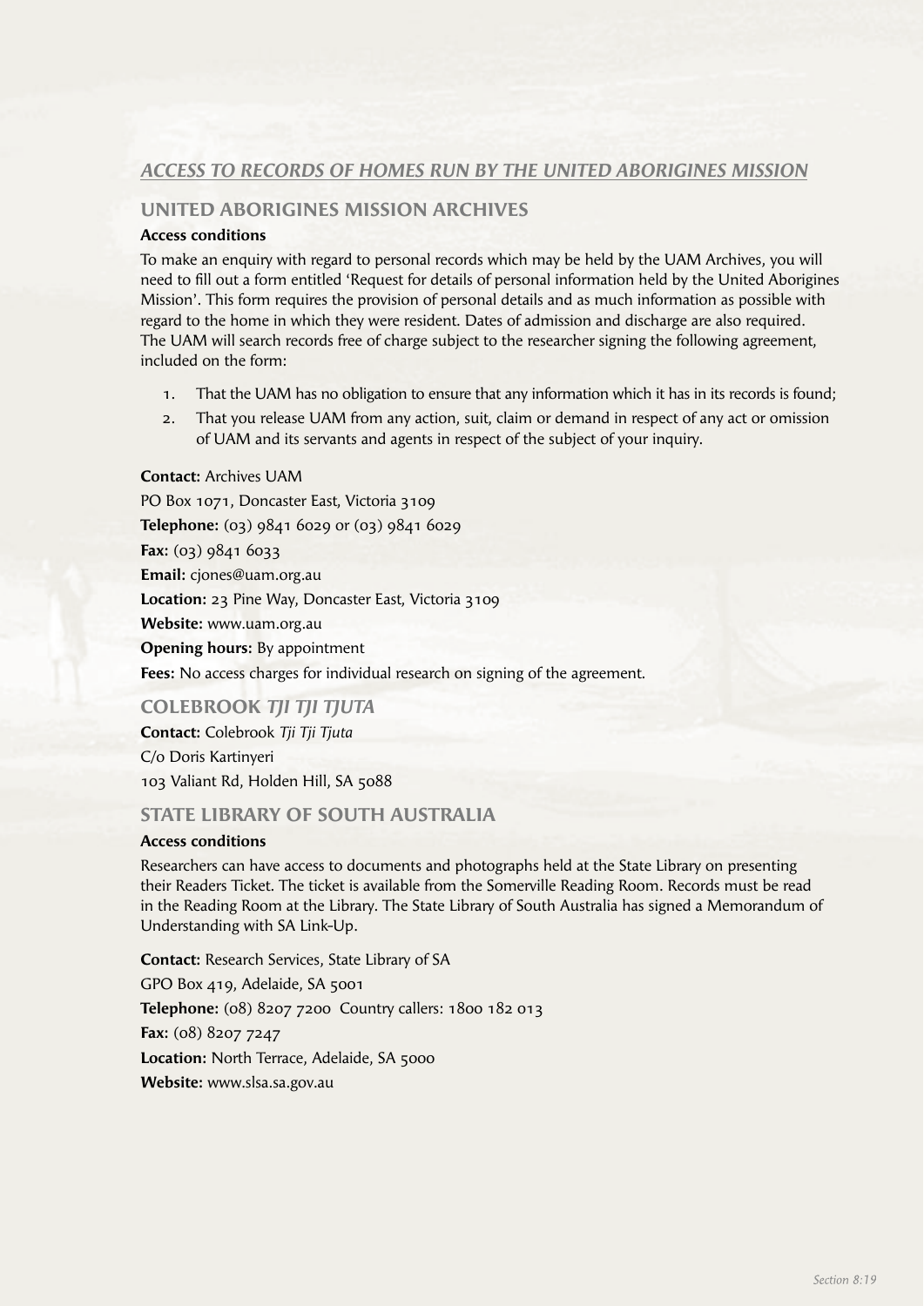## *ACCESS TO RECORDS OF HOMES RUN BY THE UNITED ABORIGINES MISSION*

### UNITED ABORIGINES MISSION ARCHIVES

**Access conditions**

To make an enquiry with regard to personal records which may be held by the UAM Archives, you will need to fill out a form entitled 'Request for details of personal information held by the United Aborigines Mission'. This form requires the provision of personal details and as much information as possible with regard to the home in which they were resident. Dates of admission and discharge are also required. The UAM will search records free of charge subject to the researcher signing the following agreement, included on the form:

1. That the UAM has no obligation to ensure that any information which it has in its records is found;
2. That you release UAM from any action, suit, claim or demand in respect of any act or omission of UAM and its servants and agents in respect of the subject of your inquiry.

**Contact:** Archives UAM

PO Box 1071, Doncaster East, Victoria 3109

**Telephone:** (03) 9841 6029 or (03) 9841 6029

**Fax:** (03) 9841 6033

**Email:** cjones@uam.org.au

**Location:** 23 Pine Way, Doncaster East, Victoria 3109

**Website:** www.uam.org.au

**Opening hours:** By appointment

**Fees:** No access charges for individual research on signing of the agreement.

### COLEBROOK *TJI TJI TJUTA*

**Contact:** Colebrook *Tji Tji Tjuta*

C/o Doris Kartinyeri

103 Valiant Rd, Holden Hill, SA 5088

### STATE LIBRARY OF SOUTH AUSTRALIA

**Access conditions**

Researchers can have access to documents and photographs held at the State Library on presenting their Readers Ticket. The ticket is available from the Somerville Reading Room. Records must be read in the Reading Room at the Library. The State Library of South Australia has signed a Memorandum of Understanding with SA Link-Up.

**Contact:** Research Services, State Library of SA

GPO Box 419, Adelaide, SA 5001

**Telephone:** (08) 8207 7200 Country callers: 1800 182 013

**Fax:** (08) 8207 7247

**Location:** North Terrace, Adelaide, SA 5000

**Website:** www.slsa.sa.gov.au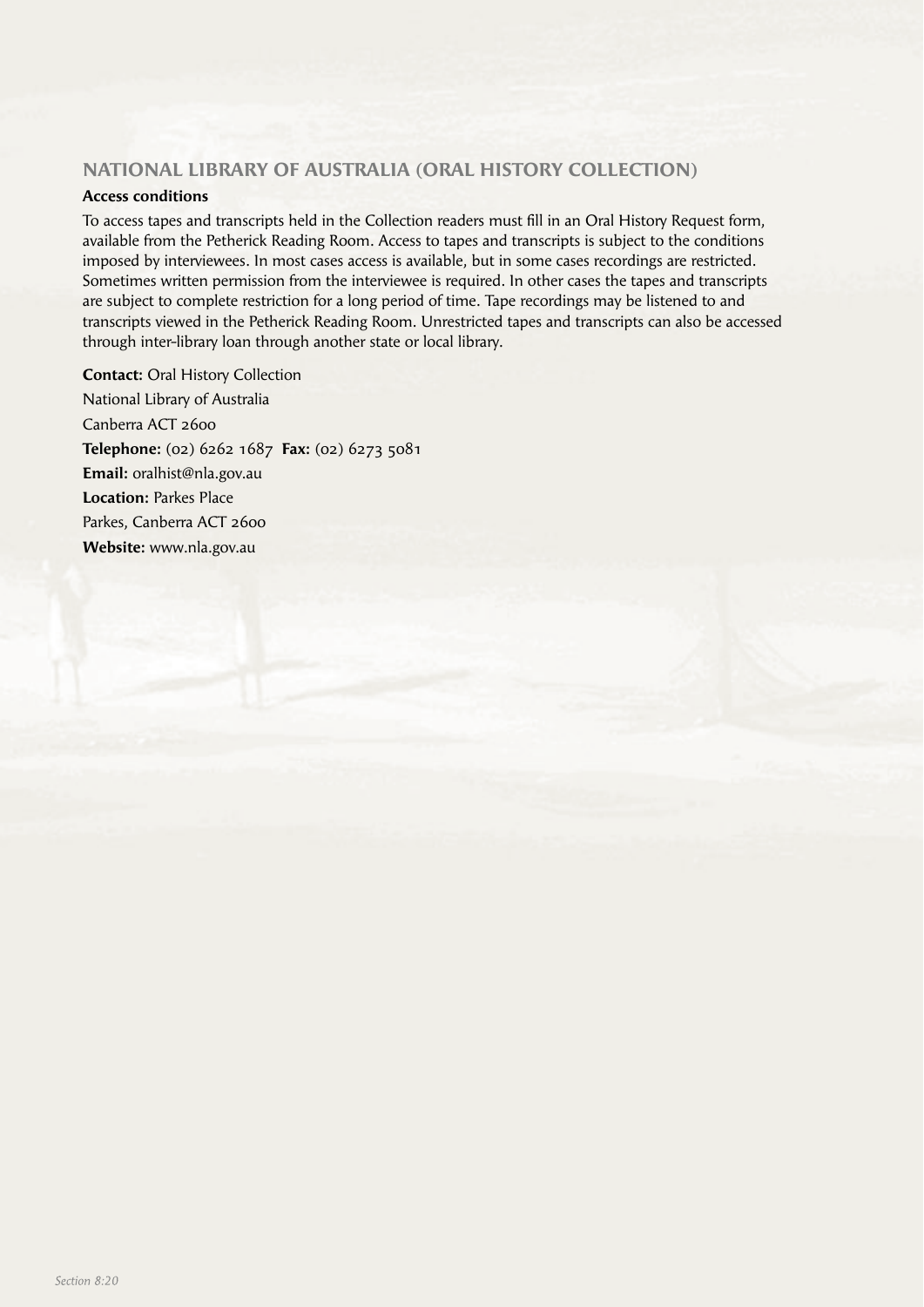## NATIONAL LIBRARY OF AUSTRALIA (ORAL HISTORY COLLECTION)

**Access conditions**

To access tapes and transcripts held in the Collection readers must fill in an Oral History Request form, available from the Petherick Reading Room. Access to tapes and transcripts is subject to the conditions imposed by interviewees. In most cases access is available, but in some cases recordings are restricted. Sometimes written permission from the interviewee is required. In other cases the tapes and transcripts are subject to complete restriction for a long period of time. Tape recordings may be listened to and transcripts viewed in the Petherick Reading Room. Unrestricted tapes and transcripts can also be accessed through inter-library loan through another state or local library.

**Contact:** Oral History Collection
National Library of Australia
Canberra ACT 2600
**Telephone:** (02) 6262 1687 **Fax:** (02) 6273 5081
**Email:** oralhist@nla.gov.au
**Location:** Parkes Place
Parkes, Canberra ACT 2600
**Website:** www.nla.gov.au